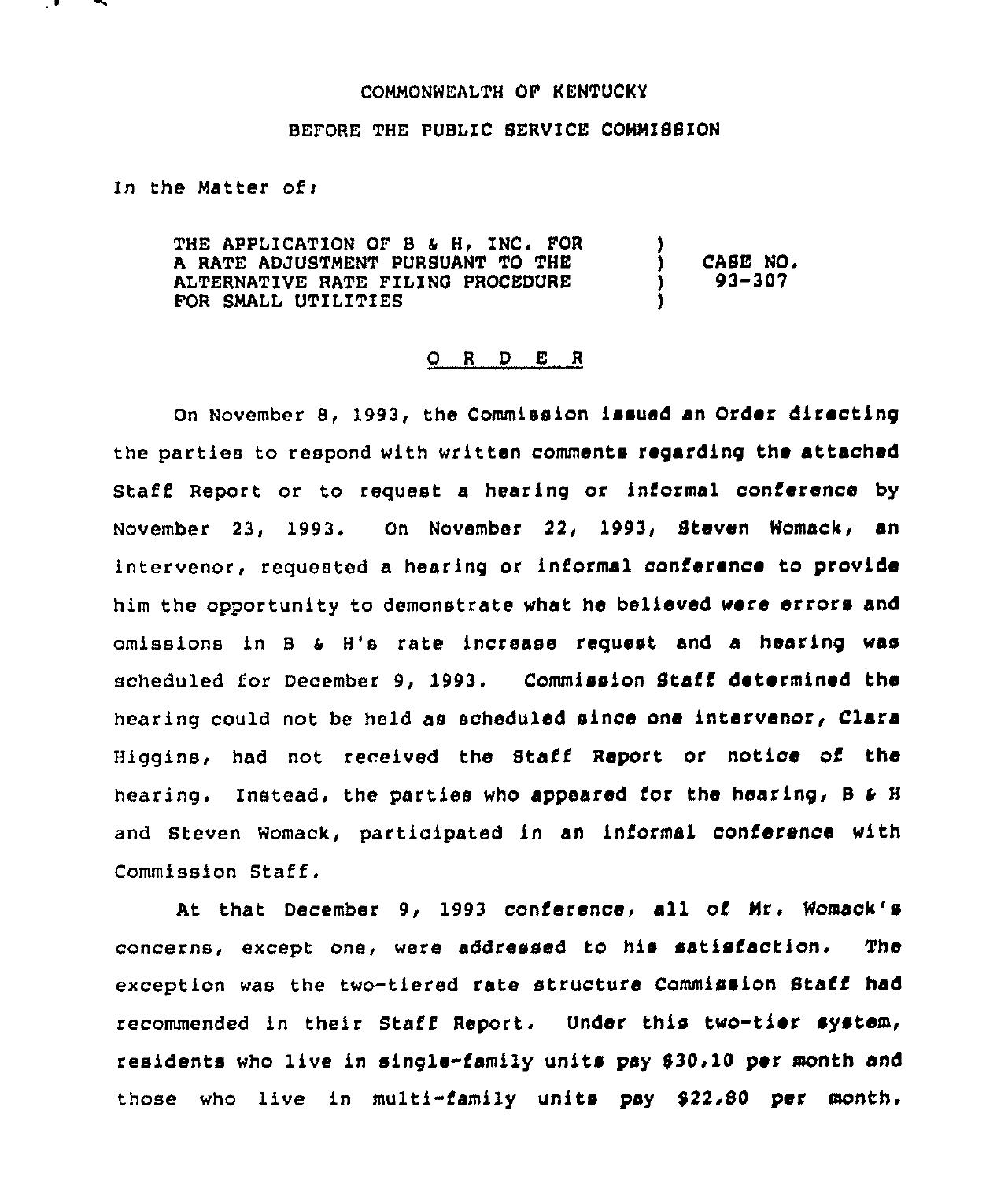COMMONWEALTH OF KENTUCKY

BEFORE THE PUBLIC SERVICE COMMISSION

In the Matter of:

| | | |
|---|---|---|
| THE APPLICATION OF B & H, INC. FOR A RATE ADJUSTMENT PURSUANT TO THE ALTERNATIVE RATE FILING PROCEDURE FOR SMALL UTILITIES | ) ) ) ) | CASE NO. 93-307 |

O R D E R

On November 8, 1993, the Commission issued an Order directing the parties to respond with written comments regarding the attached Staff Report or to request a hearing or informal conference by November 23, 1993. On November 22, 1993, Steven Womack, an intervenor, requested a hearing or informal conference to provide him the opportunity to demonstrate what he believed were errors and omissions in B & H's rate increase request and a hearing was scheduled for December 9, 1993. Commission Staff determined the hearing could not be held as scheduled since one intervenor, Clara Higgins, had not received the Staff Report or notice of the hearing. Instead, the parties who appeared for the hearing, B & H and Steven Womack, participated in an informal conference with Commission Staff.

At that December 9, 1993 conference, all of Mr. Womack's concerns, except one, were addressed to his satisfaction. The exception was the two-tiered rate structure Commission Staff had recommended in their Staff Report. Under this two-tier system, residents who live in single-family units pay $30.10 per month and those who live in multi-family units pay $22.80 per month.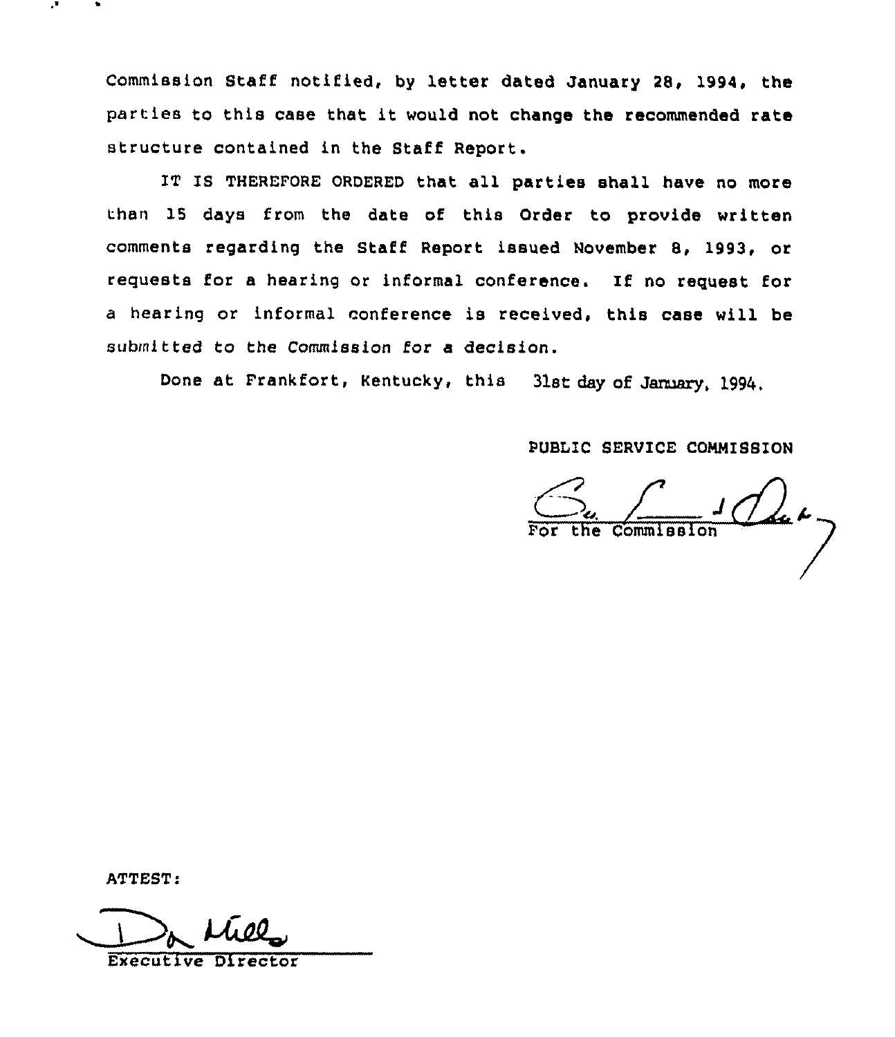Commission Staff notified, by letter dated January 28, 1994, the parties to this case that it would not change the recommended rate structure contained in the Staff Report.

IT IS THEREFORE ORDERED that all parties shall have no more than 15 days from the date of this Order to provide written comments regarding the Staff Report issued November 8, 1993, or requests for a hearing or informal conference. If no request for a hearing or informal conference is received, this case will be submitted to the Commission for a decision.

Done at Frankfort, Kentucky, this 31st day of January, 1994.

PUBLIC SERVICE COMMISSION

For the Commission

ATTEST:

Executive Director